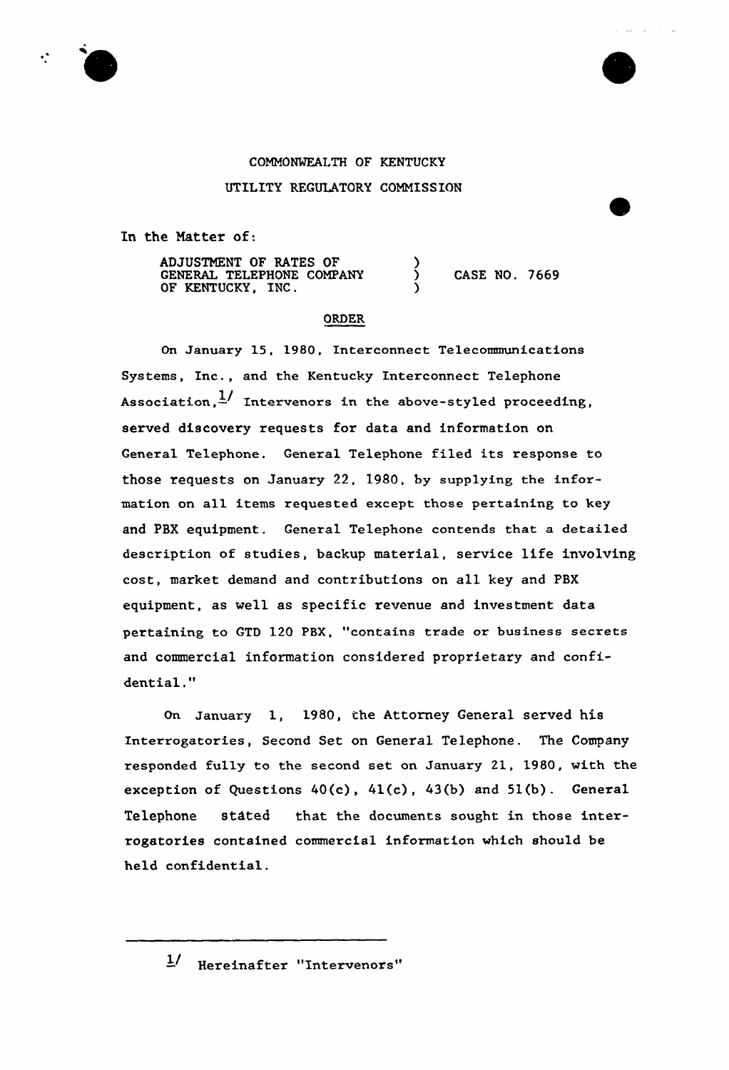COMMONWEALTH OF KENTUCKY

UTILITY REGULATORY COMMISSION

In the Matter of:

ADJUSTMENT OF RATES OF GENERAL TELEPHONE COMPANY OF KENTUCKY, INC. ) CASE NO. 7669

## ORDER

On January 15, 1980, Interconnect Telecommunications Systems, Inc., and the Kentucky Interconnect Telephone Association,[1] Intervenors in the above-styled proceeding, served discovery requests for data and information on General Telephone. General Telephone filed its response to those requests on January 22, 1980, by supplying the information on all items requested except those pertaining to key and PBX equipment. General Telephone contends that a detailed description of studies, backup material, service life involving cost, market demand and contributions on all key and PBX equipment, as well as specific revenue and investment data pertaining to GTD 120 PBX, "contains trade or business secrets and commercial information considered proprietary and confidential."

On January 1, 1980, the Attorney General served his Interrogatories, Second Set on General Telephone. The Company responded fully to the second set on January 21, 1980, with the exception of Questions 40(c), 41(c), 43(b) and 51(b). General Telephone stated that the documents sought in those interrogatories contained commercial information which should be held confidential.

---

[1] Hereinafter "Intervenors"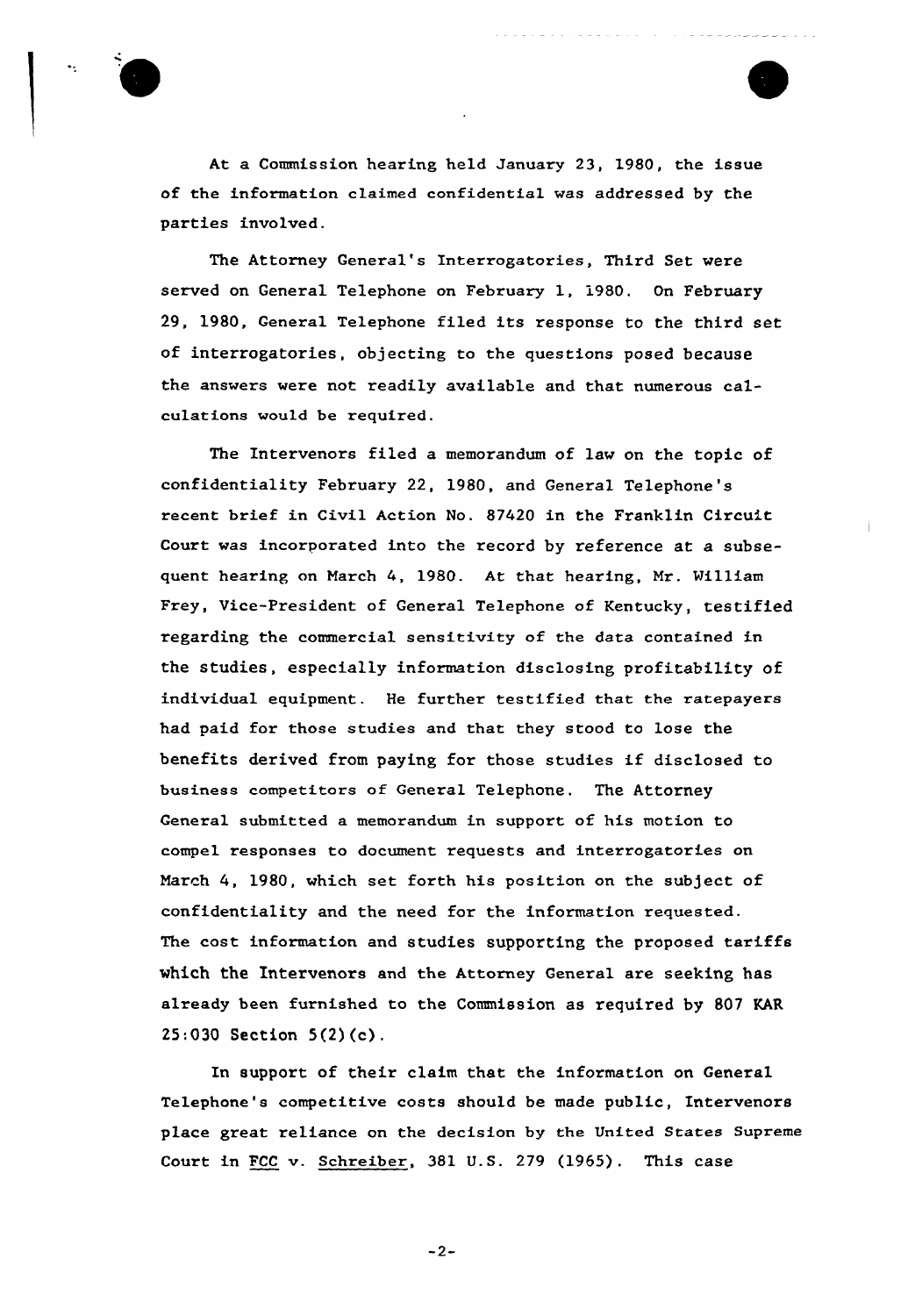At a Commission hearing held January 23, 1980, the issue of the information claimed confidential was addressed by the parties involved.

The Attorney General's Interrogatories, Third Set were served on General Telephone on February 1, 1980. On February 29, 1980, General Telephone filed its response to the third set of interrogatories, objecting to the questions posed because the answers were not readily available and that numerous calculations would be required.

The Intervenors filed a memorandum of law on the topic of confidentiality February 22, 1980, and General Telephone's recent brief in Civil Action No. 87420 in the Franklin Circuit Court was incorporated into the record by reference at a subsequent hearing on March 4, 1980. At that hearing, Mr. William Frey, Vice-President of General Telephone of Kentucky, testified regarding the commercial sensitivity of the data contained in the studies, especially information disclosing profitability of individual equipment. He further testified that the ratepayers had paid for those studies and that they stood to lose the benefits derived from paying for those studies if disclosed to business competitors of General Telephone. The Attorney General submitted a memorandum in support of his motion to compel responses to document requests and interrogatories on March 4, 1980, which set forth his position on the subject of confidentiality and the need for the information requested. The cost information and studies supporting the proposed tariffs which the Intervenors and the Attorney General are seeking has already been furnished to the Commission as required by 807 KAR 25:030 Section 5(2)(c).

In support of their claim that the information on General Telephone's competitive costs should be made public, Intervenors place great reliance on the decision by the United States Supreme Court in FCC v. Schreiber, 381 U.S. 279 (1965). This case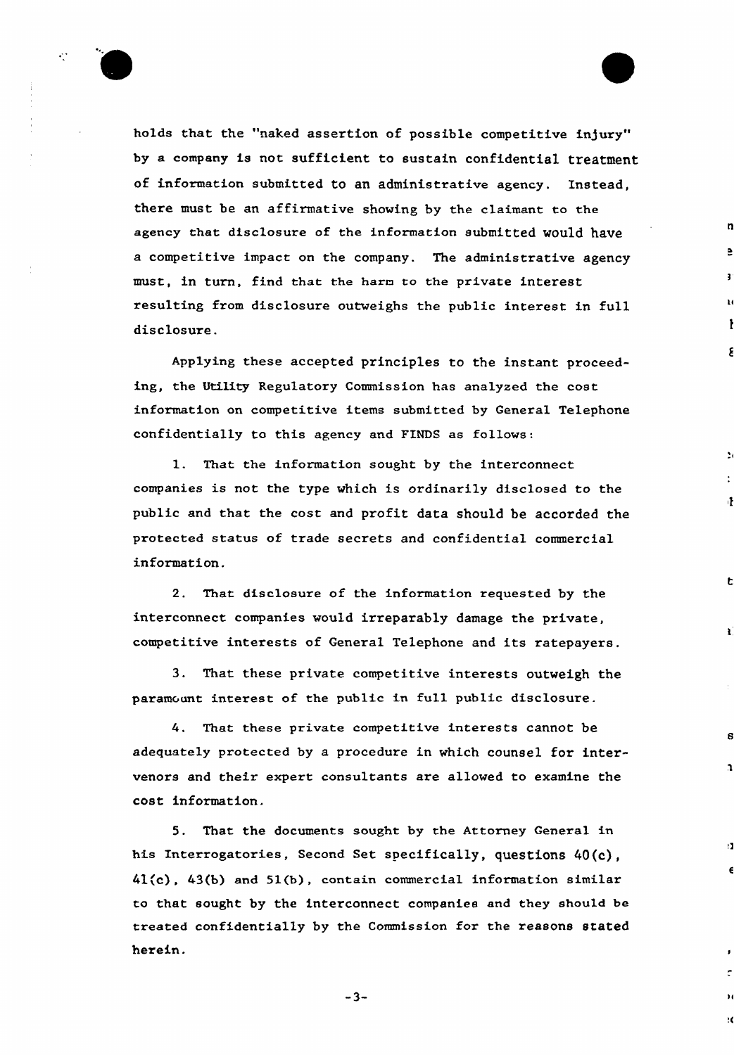holds that the "naked assertion of possible competitive injury" by a company is not sufficient to sustain confidential treatment of information submitted to an administrative agency. Instead, there must be an affirmative showing by the claimant to the agency that disclosure of the information submitted would have a competitive impact on the company. The administrative agency must, in turn, find that the harm to the private interest resulting from disclosure outweighs the public interest in full disclosure.

Applying these accepted principles to the instant proceeding, the Utility Regulatory Commission has analyzed the cost information on competitive items submitted by General Telephone confidentially to this agency and FINDS as follows:

1. That the information sought by the interconnect companies is not the type which is ordinarily disclosed to the public and that the cost and profit data should be accorded the protected status of trade secrets and confidential commercial information.

2. That disclosure of the information requested by the interconnect companies would irreparably damage the private, competitive interests of General Telephone and its ratepayers.

3. That these private competitive interests outweigh the paramount interest of the public in full public disclosure.

4. That these private competitive interests cannot be adequately protected by a procedure in which counsel for intervenors and their expert consultants are allowed to examine the cost information.

5. That the documents sought by the Attorney General in his Interrogatories, Second Set specifically, questions 40(c), 41(c), 43(b) and 51(b), contain commercial information similar to that sought by the interconnect companies and they should be treated confidentially by the Commission for the reasons stated herein.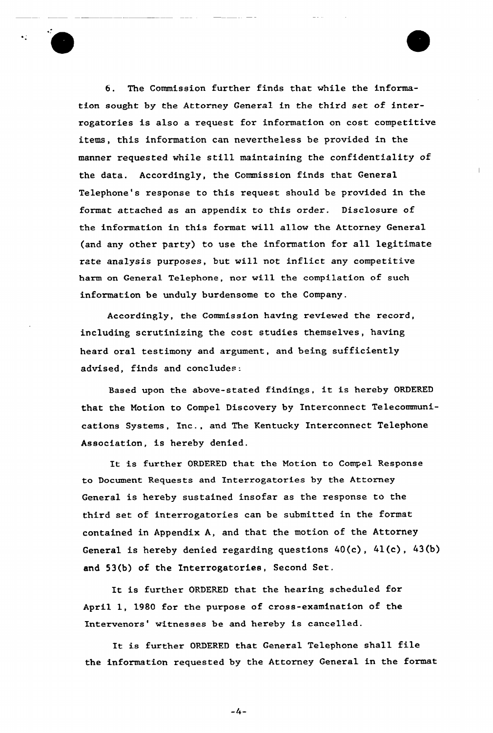6. The Commission further finds that while the information sought by the Attorney General in the third set of interrogatories is also a request for information on cost competitive items, this information can nevertheless be provided in the manner requested while still maintaining the confidentiality of the data. Accordingly, the Commission finds that General Telephone's response to this request should be provided in the format attached as an appendix to this order. Disclosure of the information in this format will allow the Attorney General (and any other party) to use the information for all legitimate rate analysis purposes, but will not inflict any competitive harm on General Telephone, nor will the compilation of such information be unduly burdensome to the Company.

Accordingly, the Commission having reviewed the record, including scrutinizing the cost studies themselves, having heard oral testimony and argument, and being sufficiently advised, finds and concludes:

Based upon the above-stated findings, it is hereby ORDERED that the Motion to Compel Discovery by Interconnect Telecommunications Systems, Inc., and The Kentucky Interconnect Telephone Association, is hereby denied.

It is further ORDERED that the Motion to Compel Response to Document Requests and Interrogatories by the Attorney General is hereby sustained insofar as the response to the third set of interrogatories can be submitted in the format contained in Appendix A, and that the motion of the Attorney General is hereby denied regarding questions 40(c), 41(c), 43(b) and 53(b) of the Interrogatories, Second Set.

It is further ORDERED that the hearing scheduled for April 1, 1980 for the purpose of cross-examination of the Intervenors' witnesses be and hereby is cancelled.

It is further ORDERED that General Telephone shall file the information requested by the Attorney General in the format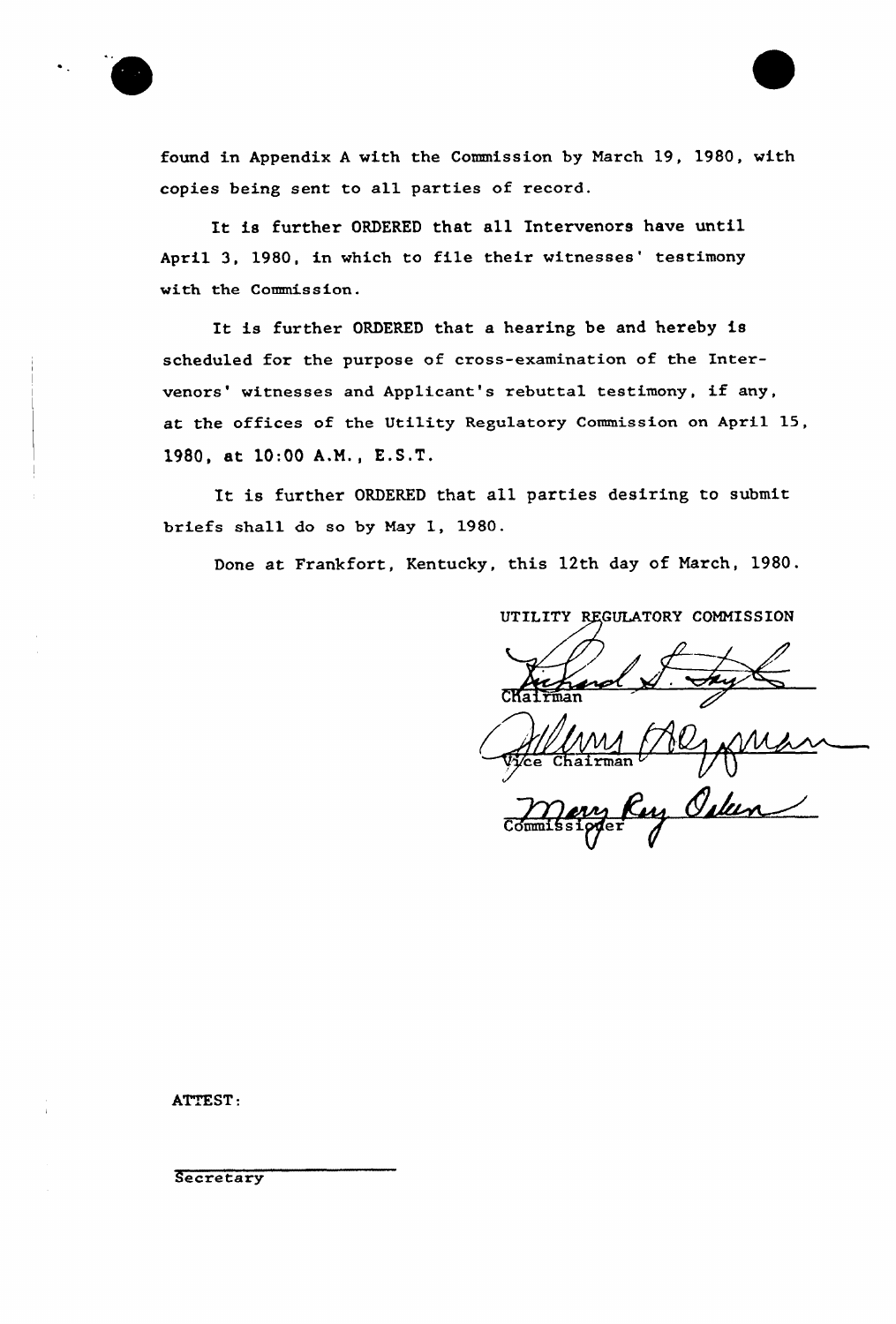found in Appendix A with the Commission by March 19, 1980, with copies being sent to all parties of record.

It is further ORDERED that all Intervenors have until April 3, 1980, in which to file their witnesses' testimony with the Commission.

It is further ORDERED that a hearing be and hereby is scheduled for the purpose of cross-examination of the Intervenors' witnesses and Applicant's rebuttal testimony, if any, at the offices of the Utility Regulatory Commission on April 15, 1980, at 10:00 A.M., E.S.T.

It is further ORDERED that all parties desiring to submit briefs shall do so by May 1, 1980.

Done at Frankfort, Kentucky, this 12th day of March, 1980.

UTILITY REGULATORY COMMISSION

Chairman

Vice Chairman

Commissioner

ATTEST:

Secretary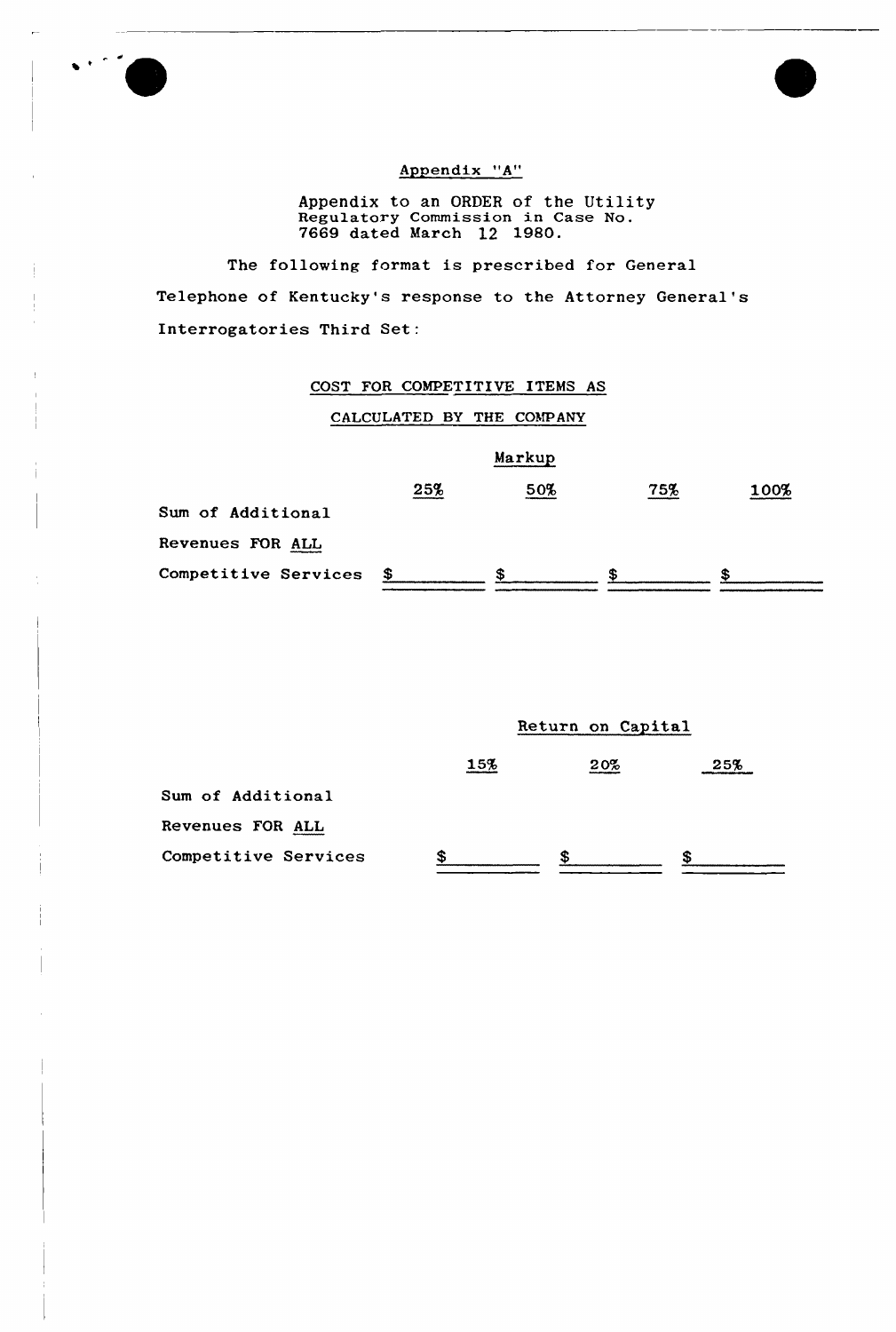Appendix "A"

Appendix to an ORDER of the Utility Regulatory Commission in Case No. 7669 dated March 12 1980.

The following format is prescribed for General Telephone of Kentucky's response to the Attorney General's Interrogatories Third Set:

COST FOR COMPETITIVE ITEMS AS

CALCULATED BY THE COMPANY

| | Markup | | | |
|---|---|---|---|---|
| | 25% | 50% | 75% | 100% |
| Sum of Additional Revenues FOR ALL Competitive Services | $ | $ | $ | $ |

| | Return on Capital | | |
|---|---|---|---|
| | 15% | 20% | 25% |
| Sum of Additional Revenues FOR ALL Competitive Services | $ | $ | $ |